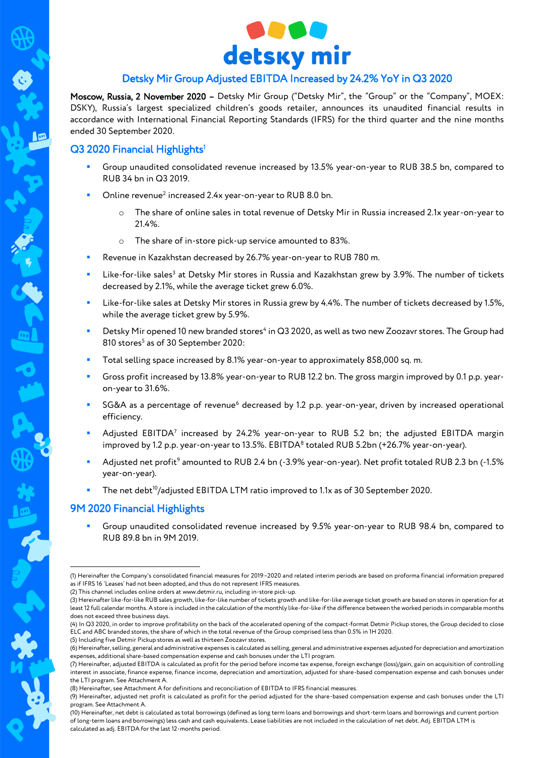# detsky mir

## Detsky Mir Group Adjusted EBITDA Increased by 24.2% YoY in Q3 2020

**Moscow, Russia, 2 November 2020 –** Detsky Mir Group ("Detsky Mir", the "Group" or the "Company", MOEX: DSKY), Russia's largest specialized children's goods retailer, announces its unaudited financial results in accordance with International Financial Reporting Standards (IFRS) for the third quarter and the nine months ended 30 September 2020.

## Q3 2020 Financial Highlights[1]

- Group unaudited consolidated revenue increased by 13.5% year-on-year to RUB 38.5 bn, compared to RUB 34 bn in Q3 2019.
- Online revenue[2] increased 2.4x year-on-year to RUB 8.0 bn.
  - The share of online sales in total revenue of Detsky Mir in Russia increased 2.1x year-on-year to 21.4%.
  - The share of in-store pick-up service amounted to 83%.
- Revenue in Kazakhstan decreased by 26.7% year-on-year to RUB 780 m.
- Like-for-like sales[3] at Detsky Mir stores in Russia and Kazakhstan grew by 3.9%. The number of tickets decreased by 2.1%, while the average ticket grew 6.0%.
- Like-for-like sales at Detsky Mir stores in Russia grew by 4.4%. The number of tickets decreased by 1.5%, while the average ticket grew by 5.9%.
- Detsky Mir opened 10 new branded stores[4] in Q3 2020, as well as two new Zoozavr stores. The Group had 810 stores[5] as of 30 September 2020:
- Total selling space increased by 8.1% year-on-year to approximately 858,000 sq. m.
- Gross profit increased by 13.8% year-on-year to RUB 12.2 bn. The gross margin improved by 0.1 p.p. year-on-year to 31.6%.
- SG&A as a percentage of revenue[6] decreased by 1.2 p.p. year-on-year, driven by increased operational efficiency.
- Adjusted EBITDA[7] increased by 24.2% year-on-year to RUB 5.2 bn; the adjusted EBITDA margin improved by 1.2 p.p. year-on-year to 13.5%. EBITDA[8] totaled RUB 5.2bn (+26.7% year-on-year).
- Adjusted net profit[9] amounted to RUB 2.4 bn (-3.9% year-on-year). Net profit totaled RUB 2.3 bn (-1.5% year-on-year).
- The net debt[10]/adjusted EBITDA LTM ratio improved to 1.1x as of 30 September 2020.

## 9M 2020 Financial Highlights

- Group unaudited consolidated revenue increased by 9.5% year-on-year to RUB 98.4 bn, compared to RUB 89.8 bn in 9M 2019.

---

(1) Hereinafter the Company's consolidated financial measures for 2019–2020 and related interim periods are based on proforma financial information prepared as if IFRS 16 'Leases' had not been adopted, and thus do not represent IFRS measures.
(2) This channel includes online orders at www.detmir.ru, including in-store pick-up.
(3) Hereinafter like-for-like RUB sales growth, like-for-like number of tickets growth and like-for-like average ticket growth are based on stores in operation for at least 12 full calendar months. A store is included in the calculation of the monthly like-for-like if the difference between the worked periods in comparable months does not exceed three business days.
(4) In Q3 2020, in order to improve profitability on the back of the accelerated opening of the compact-format Detmir Pickup stores, the Group decided to close ELC and ABC branded stores, the share of which in the total revenue of the Group comprised less than 0.5% in 1H 2020.
(5) Including five Detmir Pickup stores as well as thirteen Zoozavr stores.
(6) Hereinafter, selling, general and administrative expenses is calculated as selling, general and administrative expenses adjusted for depreciation and amortization expenses, additional share-based compensation expense and cash bonuses under the LTI program.
(7) Hereinafter, adjusted EBITDA is calculated as profit for the period before income tax expense, foreign exchange (loss)/gain, gain on acquisition of controlling interest in associate, finance expense, finance income, depreciation and amortization, adjusted for share-based compensation expense and cash bonuses under the LTI program. See Attachment A.
(8) Hereinafter, see Attachment A for definitions and reconciliation of EBITDA to IFRS financial measures.
(9) Hereinafter, adjusted net profit is calculated as profit for the period adjusted for the share-based compensation expense and cash bonuses under the LTI program. See Attachment A.
(10) Hereinafter, net debt is calculated as total borrowings (defined as long term loans and borrowings and short-term loans and borrowings and current portion of long-term loans and borrowings) less cash and cash equivalents. Lease liabilities are not included in the calculation of net debt. Adj. EBITDA LTM is calculated as adj. EBITDA for the last 12-months period.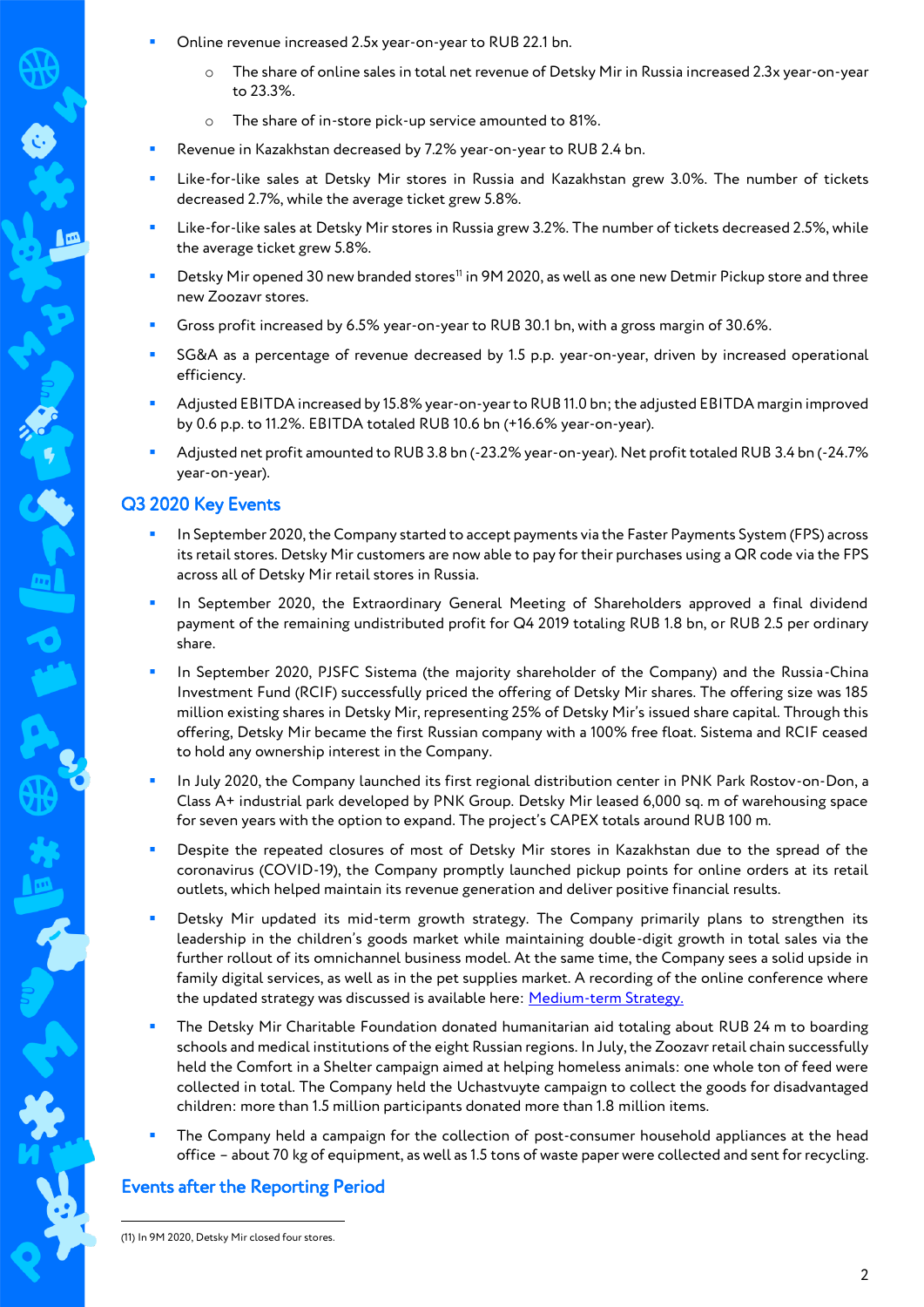- Online revenue increased 2.5x year-on-year to RUB 22.1 bn.
    - The share of online sales in total net revenue of Detsky Mir in Russia increased 2.3x year-on-year to 23.3%.
    - The share of in-store pick-up service amounted to 81%.
- Revenue in Kazakhstan decreased by 7.2% year-on-year to RUB 2.4 bn.
- Like-for-like sales at Detsky Mir stores in Russia and Kazakhstan grew 3.0%. The number of tickets decreased 2.7%, while the average ticket grew 5.8%.
- Like-for-like sales at Detsky Mir stores in Russia grew 3.2%. The number of tickets decreased 2.5%, while the average ticket grew 5.8%.
- Detsky Mir opened 30 new branded stores[11] in 9M 2020, as well as one new Detmir Pickup store and three new Zoozavr stores.
- Gross profit increased by 6.5% year-on-year to RUB 30.1 bn, with a gross margin of 30.6%.
- SG&A as a percentage of revenue decreased by 1.5 p.p. year-on-year, driven by increased operational efficiency.
- Adjusted EBITDA increased by 15.8% year-on-year to RUB 11.0 bn; the adjusted EBITDA margin improved by 0.6 p.p. to 11.2%. EBITDA totaled RUB 10.6 bn (+16.6% year-on-year).
- Adjusted net profit amounted to RUB 3.8 bn (-23.2% year-on-year). Net profit totaled RUB 3.4 bn (-24.7% year-on-year).

## Q3 2020 Key Events

- In September 2020, the Company started to accept payments via the Faster Payments System (FPS) across its retail stores. Detsky Mir customers are now able to pay for their purchases using a QR code via the FPS across all of Detsky Mir retail stores in Russia.
- In September 2020, the Extraordinary General Meeting of Shareholders approved a final dividend payment of the remaining undistributed profit for Q4 2019 totaling RUB 1.8 bn, or RUB 2.5 per ordinary share.
- In September 2020, PJSFC Sistema (the majority shareholder of the Company) and the Russia-China Investment Fund (RCIF) successfully priced the offering of Detsky Mir shares. The offering size was 185 million existing shares in Detsky Mir, representing 25% of Detsky Mir's issued share capital. Through this offering, Detsky Mir became the first Russian company with a 100% free float. Sistema and RCIF ceased to hold any ownership interest in the Company.
- In July 2020, the Company launched its first regional distribution center in PNK Park Rostov-on-Don, a Class A+ industrial park developed by PNK Group. Detsky Mir leased 6,000 sq. m of warehousing space for seven years with the option to expand. The project's CAPEX totals around RUB 100 m.
- Despite the repeated closures of most of Detsky Mir stores in Kazakhstan due to the spread of the coronavirus (COVID-19), the Company promptly launched pickup points for online orders at its retail outlets, which helped maintain its revenue generation and deliver positive financial results.
- Detsky Mir updated its mid-term growth strategy. The Company primarily plans to strengthen its leadership in the children's goods market while maintaining double-digit growth in total sales via the further rollout of its omnichannel business model. At the same time, the Company sees a solid upside in family digital services, as well as in the pet supplies market. A recording of the online conference where the updated strategy was discussed is available here: [Medium-term Strategy.]
- The Detsky Mir Charitable Foundation donated humanitarian aid totaling about RUB 24 m to boarding schools and medical institutions of the eight Russian regions. In July, the Zoozavr retail chain successfully held the Comfort in a Shelter campaign aimed at helping homeless animals: one whole ton of feed were collected in total. The Company held the Uchastvuyte campaign to collect the goods for disadvantaged children: more than 1.5 million participants donated more than 1.8 million items.
- The Company held a campaign for the collection of post-consumer household appliances at the head office – about 70 kg of equipment, as well as 1.5 tons of waste paper were collected and sent for recycling.

## Events after the Reporting Period

(11) In 9M 2020, Detsky Mir closed four stores.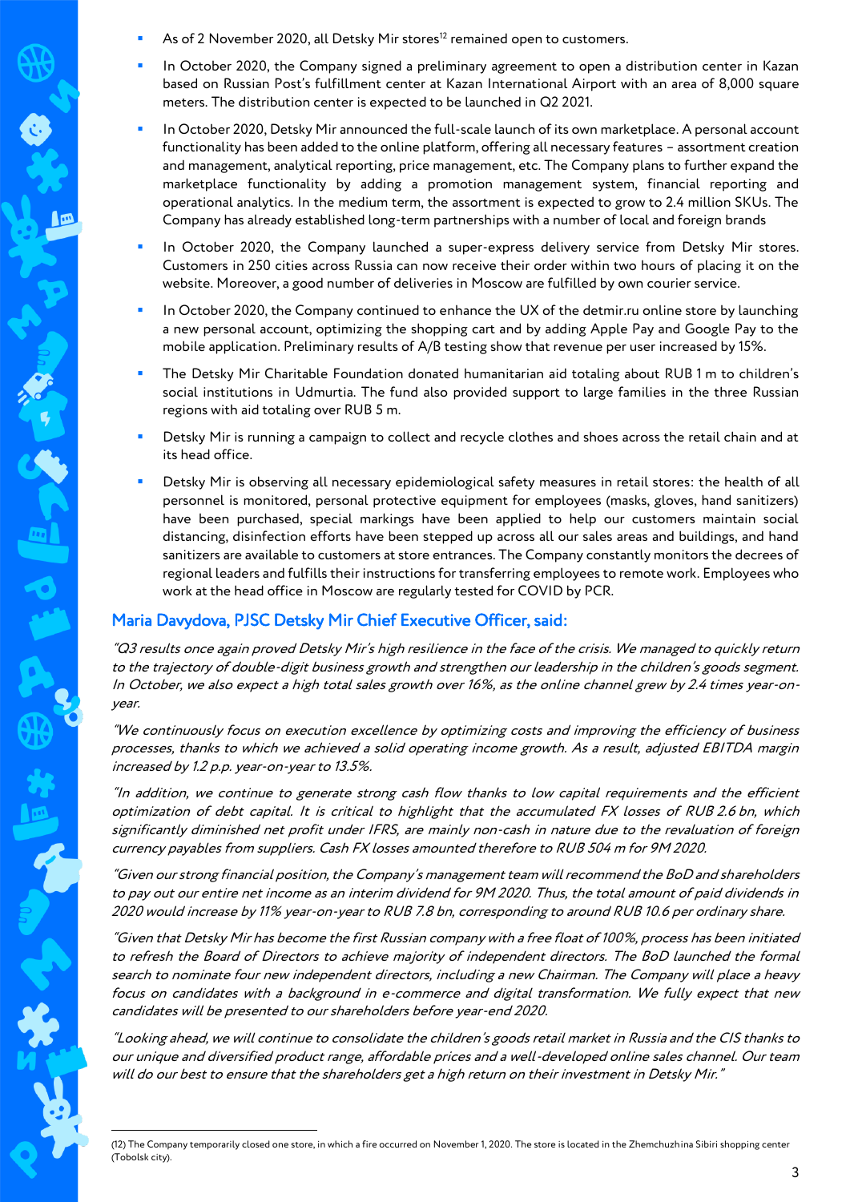- As of 2 November 2020, all Detsky Mir stores[12] remained open to customers.
- In October 2020, the Company signed a preliminary agreement to open a distribution center in Kazan based on Russian Post's fulfillment center at Kazan International Airport with an area of 8,000 square meters. The distribution center is expected to be launched in Q2 2021.
- In October 2020, Detsky Mir announced the full-scale launch of its own marketplace. A personal account functionality has been added to the online platform, offering all necessary features – assortment creation and management, analytical reporting, price management, etc. The Company plans to further expand the marketplace functionality by adding a promotion management system, financial reporting and operational analytics. In the medium term, the assortment is expected to grow to 2.4 million SKUs. The Company has already established long-term partnerships with a number of local and foreign brands
- In October 2020, the Company launched a super-express delivery service from Detsky Mir stores. Customers in 250 cities across Russia can now receive their order within two hours of placing it on the website. Moreover, a good number of deliveries in Moscow are fulfilled by own courier service.
- In October 2020, the Company continued to enhance the UX of the detmir.ru online store by launching a new personal account, optimizing the shopping cart and by adding Apple Pay and Google Pay to the mobile application. Preliminary results of A/B testing show that revenue per user increased by 15%.
- The Detsky Mir Charitable Foundation donated humanitarian aid totaling about RUB 1 m to children's social institutions in Udmurtia. The fund also provided support to large families in the three Russian regions with aid totaling over RUB 5 m.
- Detsky Mir is running a campaign to collect and recycle clothes and shoes across the retail chain and at its head office.
- Detsky Mir is observing all necessary epidemiological safety measures in retail stores: the health of all personnel is monitored, personal protective equipment for employees (masks, gloves, hand sanitizers) have been purchased, special markings have been applied to help our customers maintain social distancing, disinfection efforts have been stepped up across all our sales areas and buildings, and hand sanitizers are available to customers at store entrances. The Company constantly monitors the decrees of regional leaders and fulfills their instructions for transferring employees to remote work. Employees who work at the head office in Moscow are regularly tested for COVID by PCR.

## Maria Davydova, PJSC Detsky Mir Chief Executive Officer, said:

*"Q3 results once again proved Detsky Mir's high resilience in the face of the crisis. We managed to quickly return to the trajectory of double-digit business growth and strengthen our leadership in the children's goods segment. In October, we also expect a high total sales growth over 16%, as the online channel grew by 2.4 times year-on-year.*

*"We continuously focus on execution excellence by optimizing costs and improving the efficiency of business processes, thanks to which we achieved a solid operating income growth. As a result, adjusted EBITDA margin increased by 1.2 p.p. year-on-year to 13.5%.*

*"In addition, we continue to generate strong cash flow thanks to low capital requirements and the efficient optimization of debt capital. It is critical to highlight that the accumulated FX losses of RUB 2.6 bn, which significantly diminished net profit under IFRS, are mainly non-cash in nature due to the revaluation of foreign currency payables from suppliers. Cash FX losses amounted therefore to RUB 504 m for 9M 2020.*

*"Given our strong financial position, the Company's management team will recommend the BoD and shareholders to pay out our entire net income as an interim dividend for 9M 2020. Thus, the total amount of paid dividends in 2020 would increase by 11% year-on-year to RUB 7.8 bn, corresponding to around RUB 10.6 per ordinary share.*

*"Given that Detsky Mir has become the first Russian company with a free float of 100%, process has been initiated to refresh the Board of Directors to achieve majority of independent directors. The BoD launched the formal search to nominate four new independent directors, including a new Chairman. The Company will place a heavy focus on candidates with a background in e-commerce and digital transformation. We fully expect that new candidates will be presented to our shareholders before year-end 2020.*

*"Looking ahead, we will continue to consolidate the children's goods retail market in Russia and the CIS thanks to our unique and diversified product range, affordable prices and a well-developed online sales channel. Our team will do our best to ensure that the shareholders get a high return on their investment in Detsky Mir."*

---

(12) The Company temporarily closed one store, in which a fire occurred on November 1, 2020. The store is located in the Zhemchuzhina Sibiri shopping center (Tobolsk city).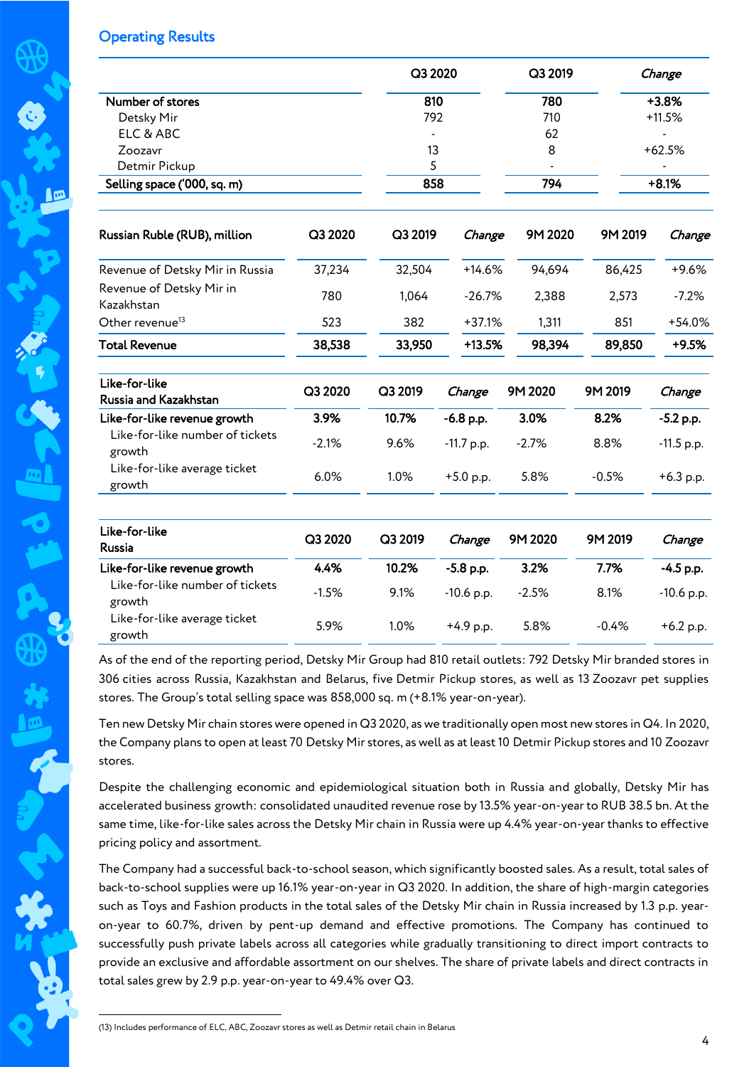## Operating Results

| | Q3 2020 | Q3 2019 | *Change* |
|---|---|---|---|
| **Number of stores** | **810** | **780** | **+3.8%** |
| Detsky Mir | 792 | 710 | +11.5% |
| ELC & ABC | - | 62 | - |
| Zoozavr | 13 | 8 | +62.5% |
| Detmir Pickup | 5 | - | - |
| **Selling space ('000, sq. m)** | **858** | **794** | **+8.1%** |

| Russian Ruble (RUB), million | Q3 2020 | Q3 2019 | *Change* | 9M 2020 | 9M 2019 | *Change* |
|---|---|---|---|---|---|---|
| Revenue of Detsky Mir in Russia | 37,234 | 32,504 | +14.6% | 94,694 | 86,425 | +9.6% |
| Revenue of Detsky Mir in Kazakhstan | 780 | 1,064 | -26.7% | 2,388 | 2,573 | -7.2% |
| Other revenue[13] | 523 | 382 | +37.1% | 1,311 | 851 | +54.0% |
| **Total Revenue** | **38,538** | **33,950** | **+13.5%** | **98,394** | **89,850** | **+9.5%** |

| Like-for-like Russia and Kazakhstan | Q3 2020 | Q3 2019 | *Change* | 9M 2020 | 9M 2019 | *Change* |
|---|---|---|---|---|---|---|
| **Like-for-like revenue growth** | **3.9%** | **10.7%** | **-6.8 p.p.** | **3.0%** | **8.2%** | **-5.2 p.p.** |
| Like-for-like number of tickets growth | -2.1% | 9.6% | -11.7 p.p. | -2.7% | 8.8% | -11.5 p.p. |
| Like-for-like average ticket growth | 6.0% | 1.0% | +5.0 p.p. | 5.8% | -0.5% | +6.3 p.p. |

| Like-for-like Russia | Q3 2020 | Q3 2019 | *Change* | 9M 2020 | 9M 2019 | *Change* |
|---|---|---|---|---|---|---|
| **Like-for-like revenue growth** | **4.4%** | **10.2%** | **-5.8 p.p.** | **3.2%** | **7.7%** | **-4.5 p.p.** |
| Like-for-like number of tickets growth | -1.5% | 9.1% | -10.6 p.p. | -2.5% | 8.1% | -10.6 p.p. |
| Like-for-like average ticket growth | 5.9% | 1.0% | +4.9 p.p. | 5.8% | -0.4% | +6.2 p.p. |

As of the end of the reporting period, Detsky Mir Group had 810 retail outlets: 792 Detsky Mir branded stores in 306 cities across Russia, Kazakhstan and Belarus, five Detmir Pickup stores, as well as 13 Zoozavr pet supplies stores. The Group's total selling space was 858,000 sq. m (+8.1% year-on-year).

Ten new Detsky Mir chain stores were opened in Q3 2020, as we traditionally open most new stores in Q4. In 2020, the Company plans to open at least 70 Detsky Mir stores, as well as at least 10 Detmir Pickup stores and 10 Zoozavr stores.

Despite the challenging economic and epidemiological situation both in Russia and globally, Detsky Mir has accelerated business growth: consolidated unaudited revenue rose by 13.5% year-on-year to RUB 38.5 bn. At the same time, like-for-like sales across the Detsky Mir chain in Russia were up 4.4% year-on-year thanks to effective pricing policy and assortment.

The Company had a successful back-to-school season, which significantly boosted sales. As a result, total sales of back-to-school supplies were up 16.1% year-on-year in Q3 2020. In addition, the share of high-margin categories such as Toys and Fashion products in the total sales of the Detsky Mir chain in Russia increased by 1.3 p.p. year-on-year to 60.7%, driven by pent-up demand and effective promotions. The Company has continued to successfully push private labels across all categories while gradually transitioning to direct import contracts to provide an exclusive and affordable assortment on our shelves. The share of private labels and direct contracts in total sales grew by 2.9 p.p. year-on-year to 49.4% over Q3.

(13) Includes performance of ELC, ABC, Zoozavr stores as well as Detmir retail chain in Belarus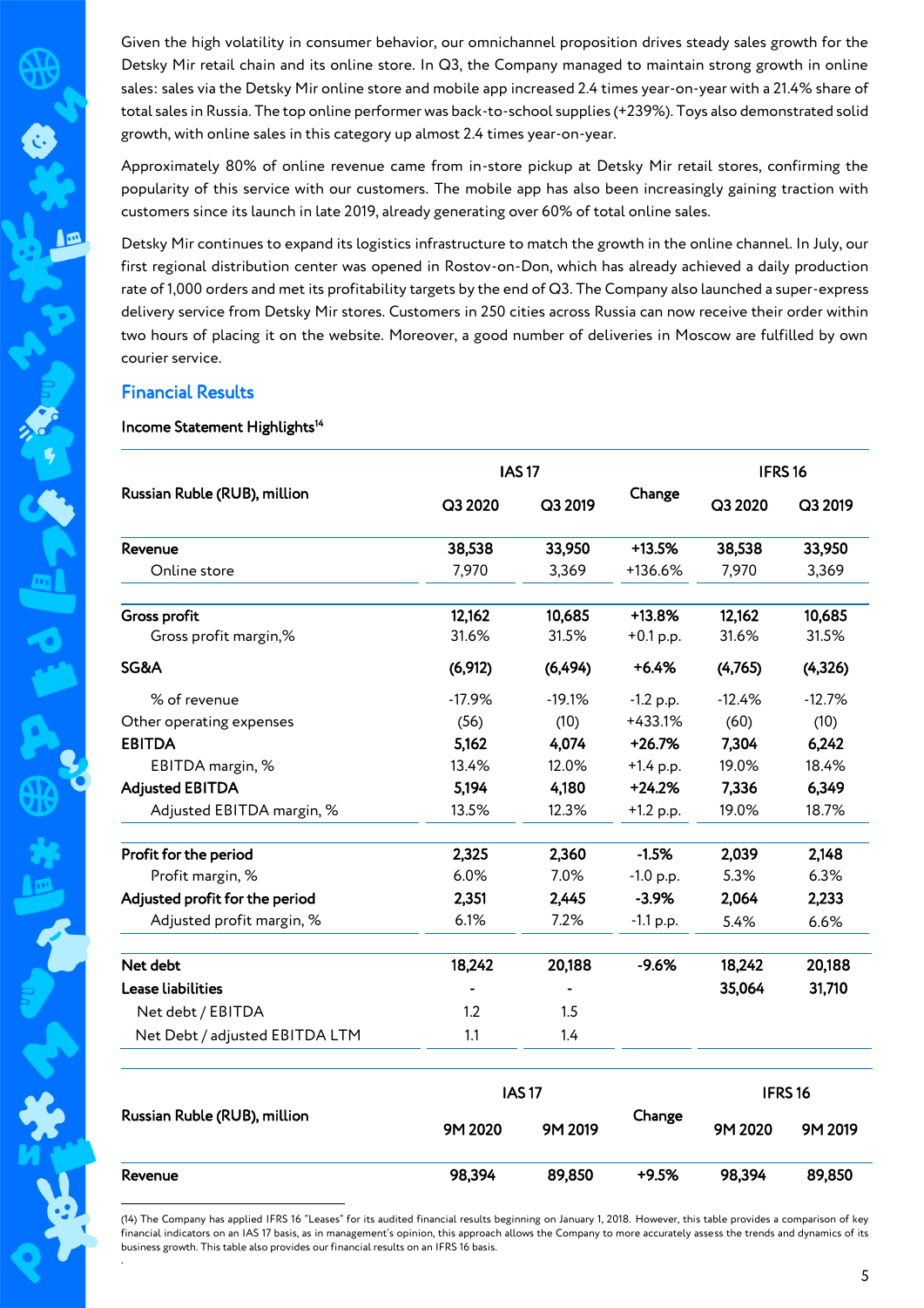Given the high volatility in consumer behavior, our omnichannel proposition drives steady sales growth for the Detsky Mir retail chain and its online store. In Q3, the Company managed to maintain strong growth in online sales: sales via the Detsky Mir online store and mobile app increased 2.4 times year-on-year with a 21.4% share of total sales in Russia. The top online performer was back-to-school supplies (+239%). Toys also demonstrated solid growth, with online sales in this category up almost 2.4 times year-on-year.

Approximately 80% of online revenue came from in-store pickup at Detsky Mir retail stores, confirming the popularity of this service with our customers. The mobile app has also been increasingly gaining traction with customers since its launch in late 2019, already generating over 60% of total online sales.

Detsky Mir continues to expand its logistics infrastructure to match the growth in the online channel. In July, our first regional distribution center was opened in Rostov-on-Don, which has already achieved a daily production rate of 1,000 orders and met its profitability targets by the end of Q3. The Company also launched a super-express delivery service from Detsky Mir stores. Customers in 250 cities across Russia can now receive their order within two hours of placing it on the website. Moreover, a good number of deliveries in Moscow are fulfilled by own courier service.

## Financial Results

**Income Statement Highlights**[14]

| Russian Ruble (RUB), million | IAS 17 | | Change | IFRS 16 | |
|---|---|---|---|---|---|
| | Q3 2020 | Q3 2019 | | Q3 2020 | Q3 2019 |
| **Revenue** | **38,538** | **33,950** | **+13.5%** | **38,538** | **33,950** |
| Online store | 7,970 | 3,369 | +136.6% | 7,970 | 3,369 |
| **Gross profit** | **12,162** | **10,685** | **+13.8%** | **12,162** | **10,685** |
| Gross profit margin,% | 31.6% | 31.5% | +0.1 p.p. | 31.6% | 31.5% |
| **SG&A** | **(6,912)** | **(6,494)** | **+6.4%** | **(4,765)** | **(4,326)** |
| % of revenue | -17.9% | -19.1% | -1.2 p.p. | -12.4% | -12.7% |
| Other operating expenses | (56) | (10) | +433.1% | (60) | (10) |
| **EBITDA** | **5,162** | **4,074** | **+26.7%** | **7,304** | **6,242** |
| EBITDA margin, % | 13.4% | 12.0% | +1.4 p.p. | 19.0% | 18.4% |
| **Adjusted EBITDA** | **5,194** | **4,180** | **+24.2%** | **7,336** | **6,349** |
| Adjusted EBITDA margin, % | 13.5% | 12.3% | +1.2 p.p. | 19.0% | 18.7% |
| **Profit for the period** | **2,325** | **2,360** | **-1.5%** | **2,039** | **2,148** |
| Profit margin, % | 6.0% | 7.0% | -1.0 p.p. | 5.3% | 6.3% |
| **Adjusted profit for the period** | **2,351** | **2,445** | **-3.9%** | **2,064** | **2,233** |
| Adjusted profit margin, % | 6.1% | 7.2% | -1.1 p.p. | 5.4% | 6.6% |
| **Net debt** | **18,242** | **20,188** | **-9.6%** | **18,242** | **20,188** |
| **Lease liabilities** | - | - | | **35,064** | **31,710** |
| Net debt / EBITDA | 1.2 | 1.5 | | | |
| Net Debt / adjusted EBITDA LTM | 1.1 | 1.4 | | | |

| Russian Ruble (RUB), million | IAS 17 | | Change | IFRS 16 | |
|---|---|---|---|---|---|
| | 9M 2020 | 9M 2019 | | 9M 2020 | 9M 2019 |
| **Revenue** | **98,394** | **89,850** | **+9.5%** | **98,394** | **89,850** |

(14) The Company has applied IFRS 16 "Leases" for its audited financial results beginning on January 1, 2018. However, this table provides a comparison of key financial indicators on an IAS 17 basis, as in management's opinion, this approach allows the Company to more accurately assess the trends and dynamics of its business growth. This table also provides our financial results on an IFRS 16 basis.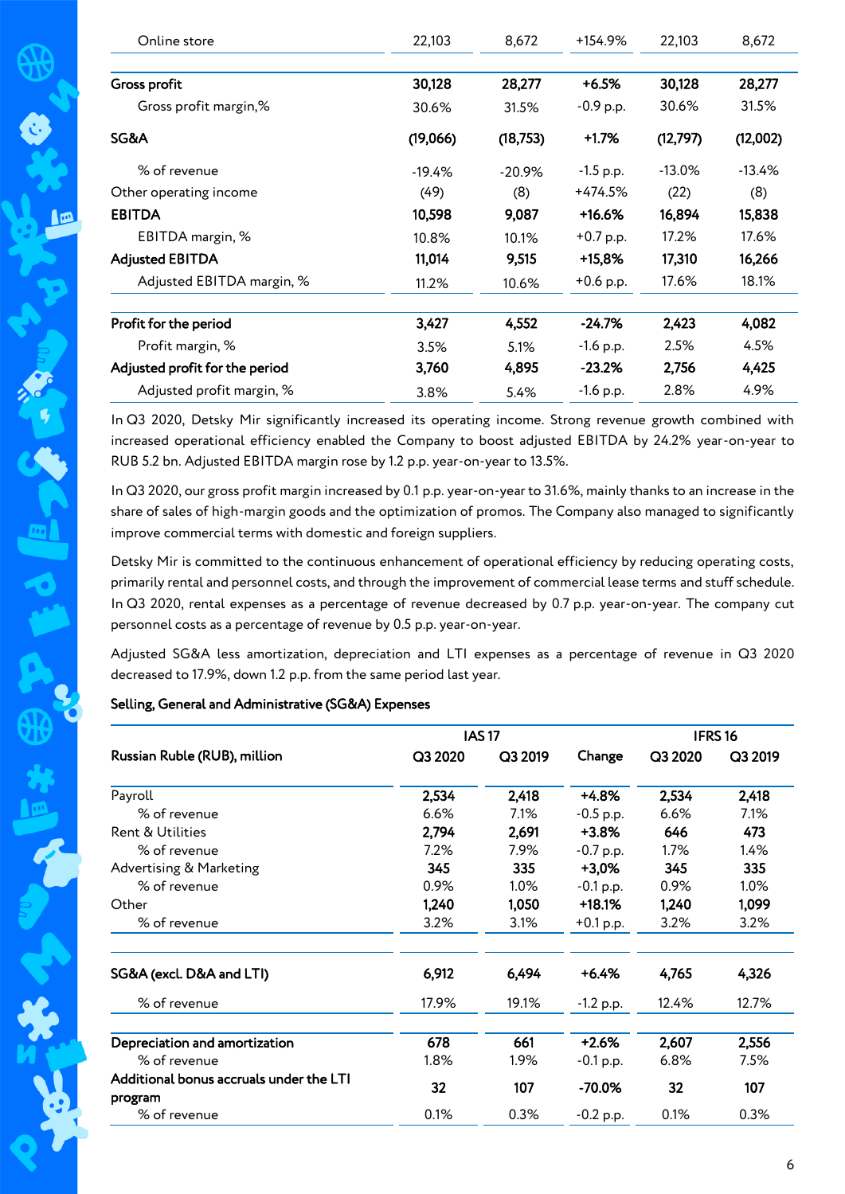| | | | | | |
|---|---|---|---|---|---|
| Online store | 22,103 | 8,672 | +154.9% | 22,103 | 8,672 |
| **Gross profit** | **30,128** | **28,277** | **+6.5%** | **30,128** | **28,277** |
| Gross profit margin,% | 30.6% | 31.5% | -0.9 p.p. | 30.6% | 31.5% |
| **SG&A** | **(19,066)** | **(18,753)** | **+1.7%** | **(12,797)** | **(12,002)** |
| % of revenue | -19.4% | -20.9% | -1.5 p.p. | -13.0% | -13.4% |
| Other operating income | (49) | (8) | +474.5% | (22) | (8) |
| **EBITDA** | **10,598** | **9,087** | **+16.6%** | **16,894** | **15,838** |
| EBITDA margin, % | 10.8% | 10.1% | +0.7 p.p. | 17.2% | 17.6% |
| **Adjusted EBITDA** | **11,014** | **9,515** | **+15,8%** | **17,310** | **16,266** |
| Adjusted EBITDA margin, % | 11.2% | 10.6% | +0.6 p.p. | 17.6% | 18.1% |
| **Profit for the period** | **3,427** | **4,552** | **-24.7%** | **2,423** | **4,082** |
| Profit margin, % | 3.5% | 5.1% | -1.6 p.p. | 2.5% | 4.5% |
| **Adjusted profit for the period** | **3,760** | **4,895** | **-23.2%** | **2,756** | **4,425** |
| Adjusted profit margin, % | 3.8% | 5.4% | -1.6 p.p. | 2.8% | 4.9% |

In Q3 2020, Detsky Mir significantly increased its operating income. Strong revenue growth combined with increased operational efficiency enabled the Company to boost adjusted EBITDA by 24.2% year-on-year to RUB 5.2 bn. Adjusted EBITDA margin rose by 1.2 p.p. year-on-year to 13.5%.

In Q3 2020, our gross profit margin increased by 0.1 p.p. year-on-year to 31.6%, mainly thanks to an increase in the share of sales of high-margin goods and the optimization of promos. The Company also managed to significantly improve commercial terms with domestic and foreign suppliers.

Detsky Mir is committed to the continuous enhancement of operational efficiency by reducing operating costs, primarily rental and personnel costs, and through the improvement of commercial lease terms and stuff schedule. In Q3 2020, rental expenses as a percentage of revenue decreased by 0.7 p.p. year-on-year. The company cut personnel costs as a percentage of revenue by 0.5 p.p. year-on-year.

Adjusted SG&A less amortization, depreciation and LTI expenses as a percentage of revenue in Q3 2020 decreased to 17.9%, down 1.2 p.p. from the same period last year.

**Selling, General and Administrative (SG&A) Expenses**

| | IAS 17 | | | IFRS 16 | |
|---|---|---|---|---|---|
| **Russian Ruble (RUB), million** | **Q3 2020** | **Q3 2019** | **Change** | **Q3 2020** | **Q3 2019** |
| Payroll | **2,534** | **2,418** | **+4.8%** | **2,534** | **2,418** |
| % of revenue | 6.6% | 7.1% | -0.5 p.p. | 6.6% | 7.1% |
| Rent & Utilities | **2,794** | **2,691** | **+3.8%** | **646** | **473** |
| % of revenue | 7.2% | 7.9% | -0.7 p.p. | 1.7% | 1.4% |
| Advertising & Marketing | **345** | **335** | **+3,0%** | **345** | **335** |
| % of revenue | 0.9% | 1.0% | -0.1 p.p. | 0.9% | 1.0% |
| Other | **1,240** | **1,050** | **+18.1%** | **1,240** | **1,099** |
| % of revenue | 3.2% | 3.1% | +0.1 p.p. | 3.2% | 3.2% |
| **SG&A (excl. D&A and LTI)** | **6,912** | **6,494** | **+6.4%** | **4,765** | **4,326** |
| % of revenue | 17.9% | 19.1% | -1.2 p.p. | 12.4% | 12.7% |
| **Depreciation and amortization** | **678** | **661** | **+2.6%** | **2,607** | **2,556** |
| % of revenue | 1.8% | 1.9% | -0.1 p.p. | 6.8% | 7.5% |
| **Additional bonus accruals under the LTI program** | **32** | **107** | **-70.0%** | **32** | **107** |
| % of revenue | 0.1% | 0.3% | -0.2 p.p. | 0.1% | 0.3% |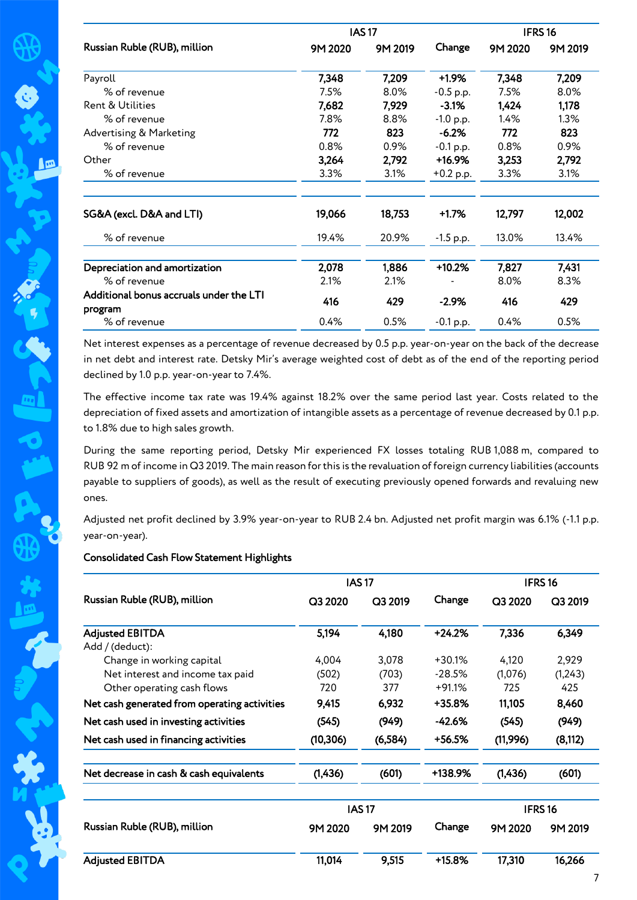| Russian Ruble (RUB), million | IAS 17 | | | IFRS 16 | |
|---|---|---|---|---|---|
| | 9M 2020 | 9M 2019 | Change | 9M 2020 | 9M 2019 |
| Payroll | 7,348 | 7,209 | +1.9% | 7,348 | 7,209 |
| % of revenue | 7.5% | 8.0% | -0.5 p.p. | 7.5% | 8.0% |
| Rent & Utilities | 7,682 | 7,929 | -3.1% | 1,424 | 1,178 |
| % of revenue | 7.8% | 8.8% | -1.0 p.p. | 1.4% | 1.3% |
| Advertising & Marketing | 772 | 823 | -6.2% | 772 | 823 |
| % of revenue | 0.8% | 0.9% | -0.1 p.p. | 0.8% | 0.9% |
| Other | 3,264 | 2,792 | +16.9% | 3,253 | 2,792 |
| % of revenue | 3.3% | 3.1% | +0.2 p.p. | 3.3% | 3.1% |
| **SG&A (excl. D&A and LTI)** | **19,066** | **18,753** | **+1.7%** | **12,797** | **12,002** |
| % of revenue | 19.4% | 20.9% | -1.5 p.p. | 13.0% | 13.4% |
| **Depreciation and amortization** | **2,078** | **1,886** | **+10.2%** | **7,827** | **7,431** |
| % of revenue | 2.1% | 2.1% | - | 8.0% | 8.3% |
| **Additional bonus accruals under the LTI program** | **416** | **429** | **-2.9%** | **416** | **429** |
| % of revenue | 0.4% | 0.5% | -0.1 p.p. | 0.4% | 0.5% |

Net interest expenses as a percentage of revenue decreased by 0.5 p.p. year-on-year on the back of the decrease in net debt and interest rate. Detsky Mir's average weighted cost of debt as of the end of the reporting period declined by 1.0 p.p. year-on-year to 7.4%.

The effective income tax rate was 19.4% against 18.2% over the same period last year. Costs related to the depreciation of fixed assets and amortization of intangible assets as a percentage of revenue decreased by 0.1 p.p. to 1.8% due to high sales growth.

During the same reporting period, Detsky Mir experienced FX losses totaling RUB 1,088 m, compared to RUB 92 m of income in Q3 2019. The main reason for this is the revaluation of foreign currency liabilities (accounts payable to suppliers of goods), as well as the result of executing previously opened forwards and revaluing new ones.

Adjusted net profit declined by 3.9% year-on-year to RUB 2.4 bn. Adjusted net profit margin was 6.1% (-1.1 p.p. year-on-year).

## Consolidated Cash Flow Statement Highlights

| Russian Ruble (RUB), million | IAS 17 | | | IFRS 16 | |
|---|---|---|---|---|---|
| | Q3 2020 | Q3 2019 | Change | Q3 2020 | Q3 2019 |
| **Adjusted EBITDA** | **5,194** | **4,180** | **+24.2%** | **7,336** | **6,349** |
| Add / (deduct): | | | | | |
| Change in working capital | 4,004 | 3,078 | +30.1% | 4,120 | 2,929 |
| Net interest and income tax paid | (502) | (703) | -28.5% | (1,076) | (1,243) |
| Other operating cash flows | 720 | 377 | +91.1% | 725 | 425 |
| **Net cash generated from operating activities** | **9,415** | **6,932** | **+35.8%** | **11,105** | **8,460** |
| **Net cash used in investing activities** | **(545)** | **(949)** | **-42.6%** | **(545)** | **(949)** |
| **Net cash used in financing activities** | **(10,306)** | **(6,584)** | **+56.5%** | **(11,996)** | **(8,112)** |
| **Net decrease in cash & cash equivalents** | **(1,436)** | **(601)** | **+138.9%** | **(1,436)** | **(601)** |

| Russian Ruble (RUB), million | IAS 17 | | | IFRS 16 | |
|---|---|---|---|---|---|
| | 9M 2020 | 9M 2019 | Change | 9M 2020 | 9M 2019 |
| **Adjusted EBITDA** | **11,014** | **9,515** | **+15.8%** | **17,310** | **16,266** |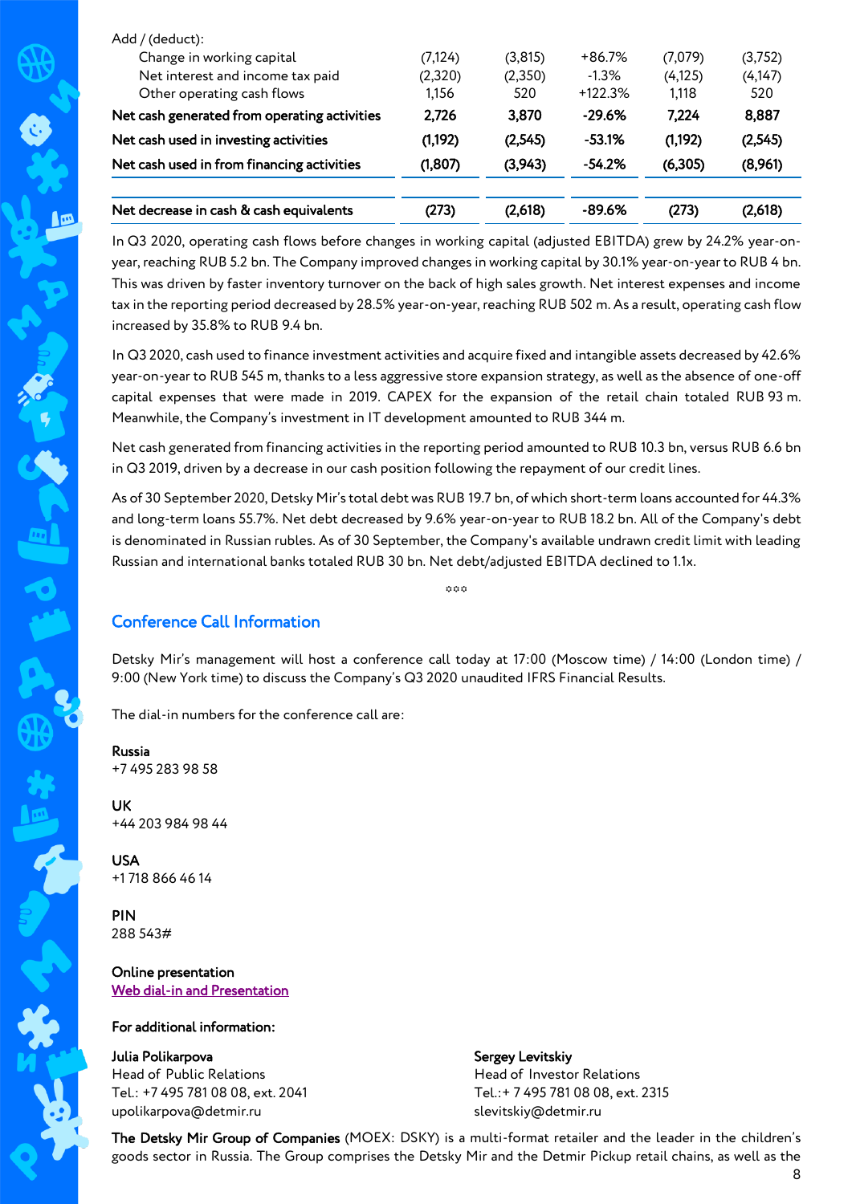| | | | | | |
|---|---|---|---|---|---|
| Add / (deduct): | | | | | |
| Change in working capital | (7,124) | (3,815) | +86.7% | (7,079) | (3,752) |
| Net interest and income tax paid | (2,320) | (2,350) | -1.3% | (4,125) | (4,147) |
| Other operating cash flows | 1,156 | 520 | +122.3% | 1,118 | 520 |
| **Net cash generated from operating activities** | **2,726** | **3,870** | **-29.6%** | **7,224** | **8,887** |
| **Net cash used in investing activities** | **(1,192)** | **(2,545)** | **-53.1%** | **(1,192)** | **(2,545)** |
| **Net cash used in from financing activities** | **(1,807)** | **(3,943)** | **-54.2%** | **(6,305)** | **(8,961)** |
| **Net decrease in cash & cash equivalents** | **(273)** | **(2,618)** | **-89.6%** | **(273)** | **(2,618)** |

In Q3 2020, operating cash flows before changes in working capital (adjusted EBITDA) grew by 24.2% year-on-year, reaching RUB 5.2 bn. The Company improved changes in working capital by 30.1% year-on-year to RUB 4 bn. This was driven by faster inventory turnover on the back of high sales growth. Net interest expenses and income tax in the reporting period decreased by 28.5% year-on-year, reaching RUB 502 m. As a result, operating cash flow increased by 35.8% to RUB 9.4 bn.

In Q3 2020, cash used to finance investment activities and acquire fixed and intangible assets decreased by 42.6% year-on-year to RUB 545 m, thanks to a less aggressive store expansion strategy, as well as the absence of one-off capital expenses that were made in 2019. CAPEX for the expansion of the retail chain totaled RUB 93 m. Meanwhile, the Company's investment in IT development amounted to RUB 344 m.

Net cash generated from financing activities in the reporting period amounted to RUB 10.3 bn, versus RUB 6.6 bn in Q3 2019, driven by a decrease in our cash position following the repayment of our credit lines.

As of 30 September 2020, Detsky Mir's total debt was RUB 19.7 bn, of which short-term loans accounted for 44.3% and long-term loans 55.7%. Net debt decreased by 9.6% year-on-year to RUB 18.2 bn. All of the Company's debt is denominated in Russian rubles. As of 30 September, the Company's available undrawn credit limit with leading Russian and international banks totaled RUB 30 bn. Net debt/adjusted EBITDA declined to 1.1x.

\*\*\*

## Conference Call Information

Detsky Mir's management will host a conference call today at 17:00 (Moscow time) / 14:00 (London time) / 9:00 (New York time) to discuss the Company's Q3 2020 unaudited IFRS Financial Results.

The dial-in numbers for the conference call are:

**Russia**
+7 495 283 98 58

**UK**
+44 203 984 98 44

**USA**
+1 718 866 46 14

**PIN**
288 543#

**Online presentation**
Web dial-in and Presentation

**For additional information:**

**Julia Polikarpova**
Head of Public Relations
Tel.: +7 495 781 08 08, ext. 2041
upolikarpova@detmir.ru

**Sergey Levitskiy**
Head of Investor Relations
Tel.:+ 7 495 781 08 08, ext. 2315
slevitskiy@detmir.ru

**The Detsky Mir Group of Companies** (MOEX: DSKY) is a multi-format retailer and the leader in the children's goods sector in Russia. The Group comprises the Detsky Mir and the Detmir Pickup retail chains, as well as the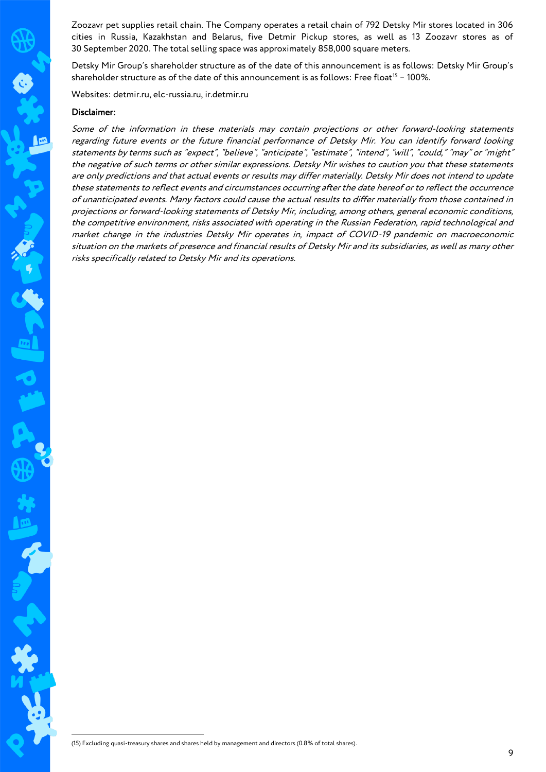Zoozavr pet supplies retail chain. The Company operates a retail chain of 792 Detsky Mir stores located in 306 cities in Russia, Kazakhstan and Belarus, five Detmir Pickup stores, as well as 13 Zoozavr stores as of 30 September 2020. The total selling space was approximately 858,000 square meters.

Detsky Mir Group's shareholder structure as of the date of this announcement is as follows: Detsky Mir Group's shareholder structure as of the date of this announcement is as follows: Free float[15] – 100%.

Websites: detmir.ru, elc-russia.ru, ir.detmir.ru

**Disclaimer:**

*Some of the information in these materials may contain projections or other forward-looking statements regarding future events or the future financial performance of Detsky Mir. You can identify forward looking statements by terms such as "expect", "believe", "anticipate", "estimate", "intend", "will", "could," "may" or "might" the negative of such terms or other similar expressions. Detsky Mir wishes to caution you that these statements are only predictions and that actual events or results may differ materially. Detsky Mir does not intend to update these statements to reflect events and circumstances occurring after the date hereof or to reflect the occurrence of unanticipated events. Many factors could cause the actual results to differ materially from those contained in projections or forward-looking statements of Detsky Mir, including, among others, general economic conditions, the competitive environment, risks associated with operating in the Russian Federation, rapid technological and market change in the industries Detsky Mir operates in, impact of COVID-19 pandemic on macroeconomic situation on the markets of presence and financial results of Detsky Mir and its subsidiaries, as well as many other risks specifically related to Detsky Mir and its operations.*

(15) Excluding quasi-treasury shares and shares held by management and directors (0.8% of total shares).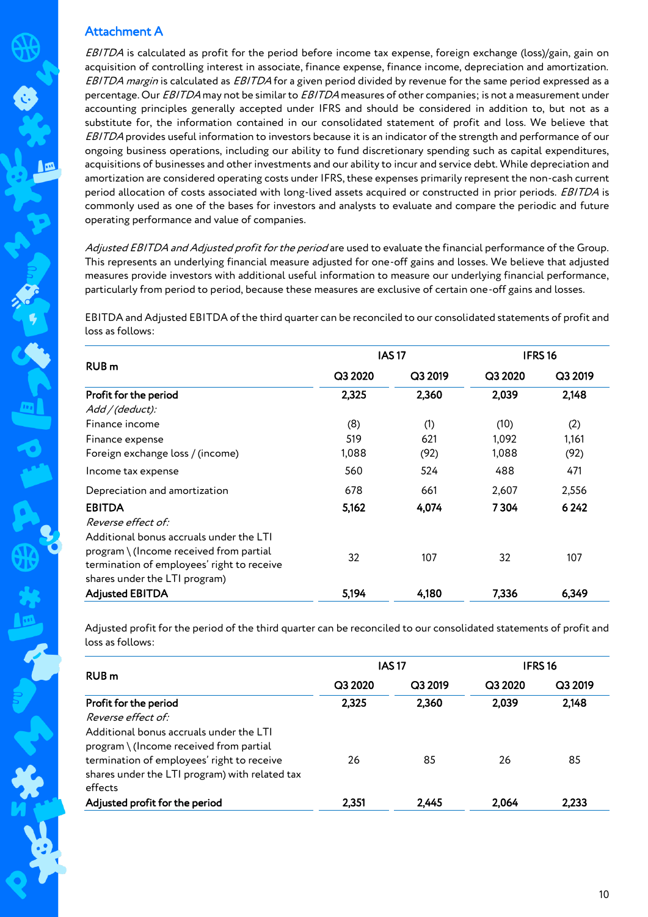## Attachment A

*EBITDA* is calculated as profit for the period before income tax expense, foreign exchange (loss)/gain, gain on acquisition of controlling interest in associate, finance expense, finance income, depreciation and amortization. *EBITDA margin* is calculated as *EBITDA* for a given period divided by revenue for the same period expressed as a percentage. Our *EBITDA* may not be similar to *EBITDA* measures of other companies; is not a measurement under accounting principles generally accepted under IFRS and should be considered in addition to, but not as a substitute for, the information contained in our consolidated statement of profit and loss. We believe that *EBITDA* provides useful information to investors because it is an indicator of the strength and performance of our ongoing business operations, including our ability to fund discretionary spending such as capital expenditures, acquisitions of businesses and other investments and our ability to incur and service debt. While depreciation and amortization are considered operating costs under IFRS, these expenses primarily represent the non-cash current period allocation of costs associated with long-lived assets acquired or constructed in prior periods. *EBITDA* is commonly used as one of the bases for investors and analysts to evaluate and compare the periodic and future operating performance and value of companies.

*Adjusted EBITDA and Adjusted profit for the period* are used to evaluate the financial performance of the Group. This represents an underlying financial measure adjusted for one-off gains and losses. We believe that adjusted measures provide investors with additional useful information to measure our underlying financial performance, particularly from period to period, because these measures are exclusive of certain one-off gains and losses.

EBITDA and Adjusted EBITDA of the third quarter can be reconciled to our consolidated statements of profit and loss as follows:

| RUB m | IAS 17 | | IFRS 16 | |
|---|---|---|---|---|
| | Q3 2020 | Q3 2019 | Q3 2020 | Q3 2019 |
| **Profit for the period** | **2,325** | **2,360** | **2,039** | **2,148** |
| *Add / (deduct):* | | | | |
| Finance income | (8) | (1) | (10) | (2) |
| Finance expense | 519 | 621 | 1,092 | 1,161 |
| Foreign exchange loss / (income) | 1,088 | (92) | 1,088 | (92) |
| Income tax expense | 560 | 524 | 488 | 471 |
| Depreciation and amortization | 678 | 661 | 2,607 | 2,556 |
| **EBITDA** | **5,162** | **4,074** | **7 304** | **6 242** |
| *Reverse effect of:* | | | | |
| Additional bonus accruals under the LTI program \ (Income received from partial termination of employees' right to receive shares under the LTI program) | 32 | 107 | 32 | 107 |
| **Adjusted EBITDA** | **5,194** | **4,180** | **7,336** | **6,349** |

Adjusted profit for the period of the third quarter can be reconciled to our consolidated statements of profit and loss as follows:

| RUB m | IAS 17 | | IFRS 16 | |
|---|---|---|---|---|
| | Q3 2020 | Q3 2019 | Q3 2020 | Q3 2019 |
| **Profit for the period** | **2,325** | **2,360** | **2,039** | **2,148** |
| *Reverse effect of:* | | | | |
| Additional bonus accruals under the LTI program \ (Income received from partial termination of employees' right to receive shares under the LTI program) with related tax effects | 26 | 85 | 26 | 85 |
| **Adjusted profit for the period** | **2,351** | **2,445** | **2,064** | **2,233** |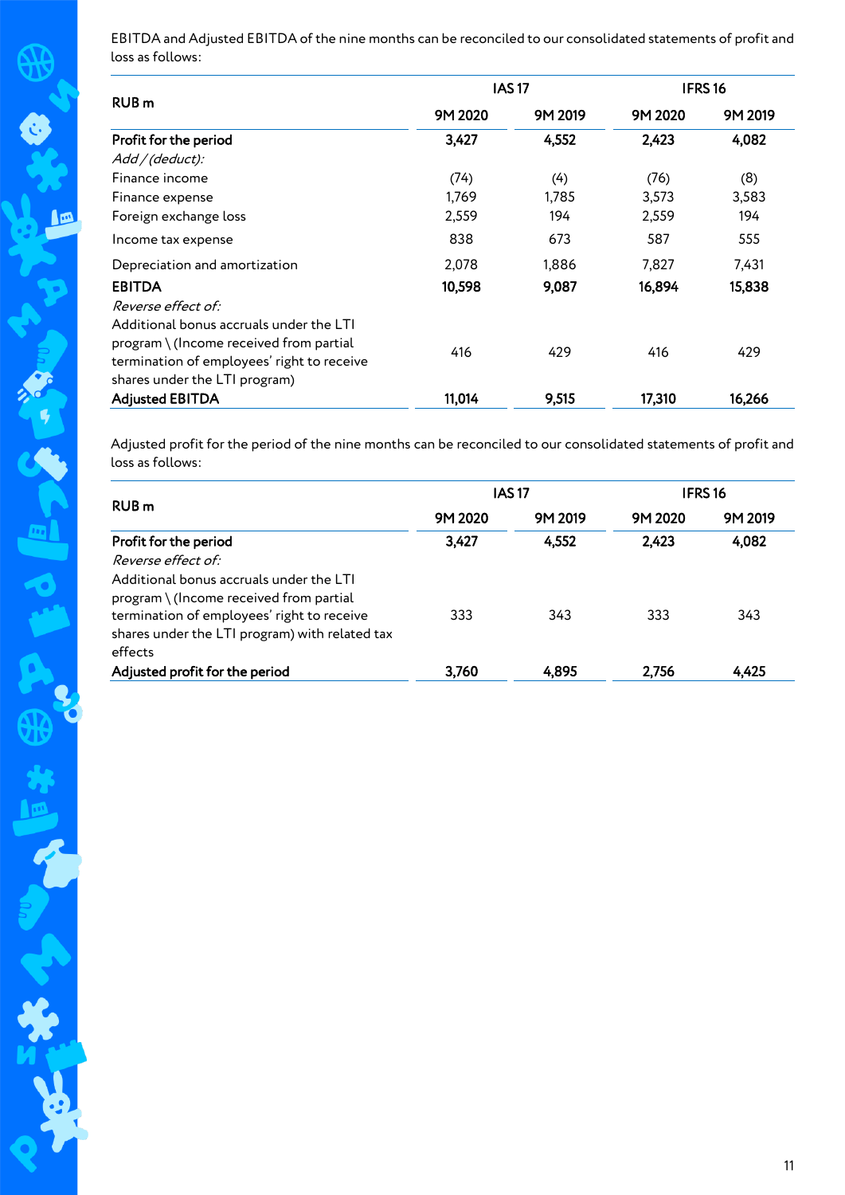EBITDA and Adjusted EBITDA of the nine months can be reconciled to our consolidated statements of profit and loss as follows:

| RUB m | IAS 17 | | IFRS 16 | |
|---|---|---|---|---|
| | 9M 2020 | 9M 2019 | 9M 2020 | 9M 2019 |
| **Profit for the period** | **3,427** | **4,552** | **2,423** | **4,082** |
| *Add / (deduct):* | | | | |
| Finance income | (74) | (4) | (76) | (8) |
| Finance expense | 1,769 | 1,785 | 3,573 | 3,583 |
| Foreign exchange loss | 2,559 | 194 | 2,559 | 194 |
| Income tax expense | 838 | 673 | 587 | 555 |
| Depreciation and amortization | 2,078 | 1,886 | 7,827 | 7,431 |
| **EBITDA** | **10,598** | **9,087** | **16,894** | **15,838** |
| *Reverse effect of:* | | | | |
| Additional bonus accruals under the LTI program \ (Income received from partial termination of employees' right to receive shares under the LTI program) | 416 | 429 | 416 | 429 |
| **Adjusted EBITDA** | **11,014** | **9,515** | **17,310** | **16,266** |

Adjusted profit for the period of the nine months can be reconciled to our consolidated statements of profit and loss as follows:

| RUB m | IAS 17 | | IFRS 16 | |
|---|---|---|---|---|
| | 9M 2020 | 9M 2019 | 9M 2020 | 9M 2019 |
| **Profit for the period** | **3,427** | **4,552** | **2,423** | **4,082** |
| *Reverse effect of:* | | | | |
| Additional bonus accruals under the LTI program \ (Income received from partial termination of employees' right to receive shares under the LTI program) with related tax effects | 333 | 343 | 333 | 343 |
| **Adjusted profit for the period** | **3,760** | **4,895** | **2,756** | **4,425** |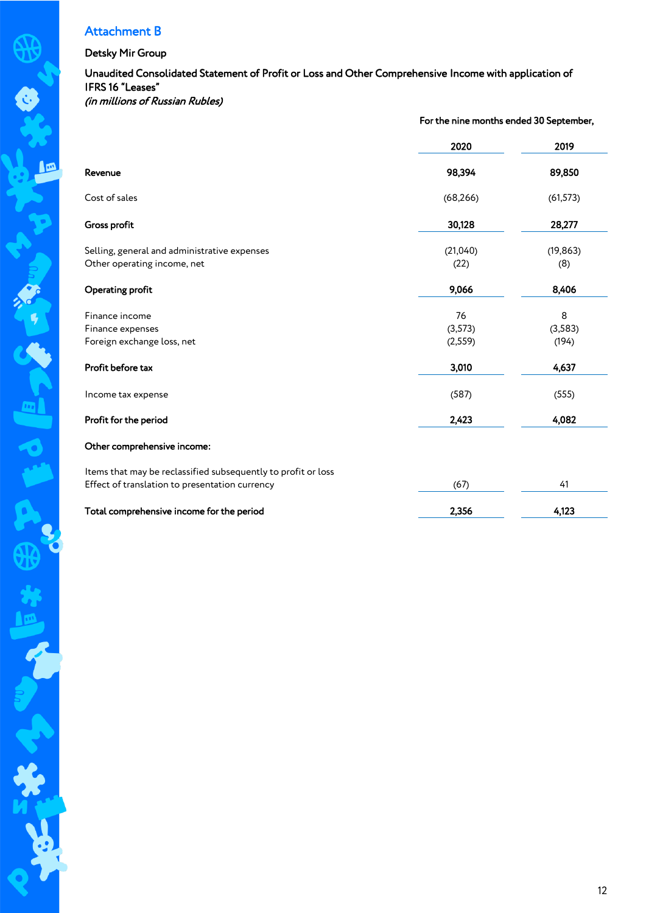## Attachment B

**Detsky Mir Group**

**Unaudited Consolidated Statement of Profit or Loss and Other Comprehensive Income with application of IFRS 16 "Leases"**
*(in millions of Russian Rubles)*

| | For the nine months ended 30 September, | |
|---|---|---|
| | **2020** | **2019** |
| **Revenue** | **98,394** | **89,850** |
| Cost of sales | (68,266) | (61,573) |
| **Gross profit** | **30,128** | **28,277** |
| Selling, general and administrative expenses | (21,040) | (19,863) |
| Other operating income, net | (22) | (8) |
| **Operating profit** | **9,066** | **8,406** |
| Finance income | 76 | 8 |
| Finance expenses | (3,573) | (3,583) |
| Foreign exchange loss, net | (2,559) | (194) |
| **Profit before tax** | **3,010** | **4,637** |
| Income tax expense | (587) | (555) |
| **Profit for the period** | **2,423** | **4,082** |
| **Other comprehensive income:** | | |
| Items that may be reclassified subsequently to profit or loss | | |
| Effect of translation to presentation currency | (67) | 41 |
| **Total comprehensive income for the period** | **2,356** | **4,123** |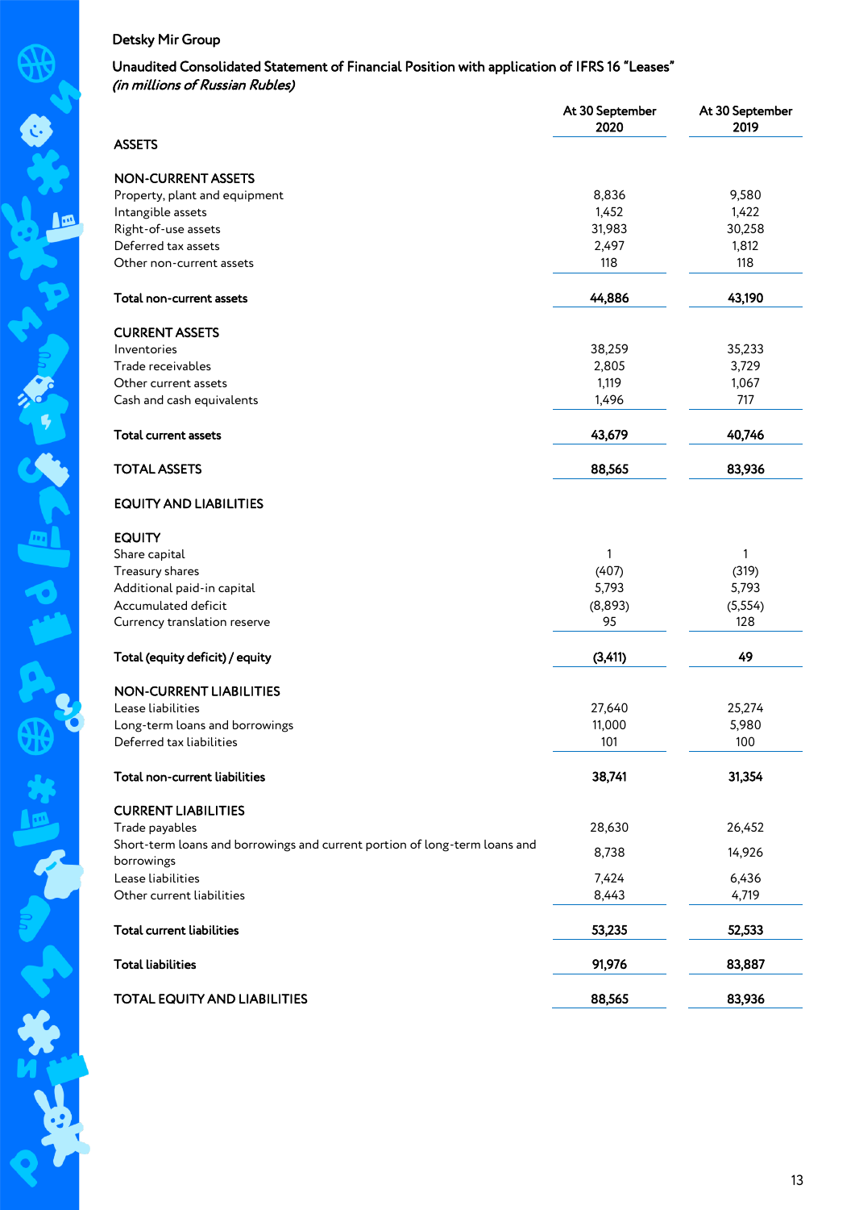Detsky Mir Group

**Unaudited Consolidated Statement of Financial Position with application of IFRS 16 "Leases"**
*(in millions of Russian Rubles)*

| | At 30 September 2020 | At 30 September 2019 |
|---|---|---|
| **ASSETS** | | |
| | | |
| **NON-CURRENT ASSETS** | | |
| Property, plant and equipment | 8,836 | 9,580 |
| Intangible assets | 1,452 | 1,422 |
| Right-of-use assets | 31,983 | 30,258 |
| Deferred tax assets | 2,497 | 1,812 |
| Other non-current assets | 118 | 118 |
| **Total non-current assets** | **44,886** | **43,190** |
| | | |
| **CURRENT ASSETS** | | |
| Inventories | 38,259 | 35,233 |
| Trade receivables | 2,805 | 3,729 |
| Other current assets | 1,119 | 1,067 |
| Cash and cash equivalents | 1,496 | 717 |
| **Total current assets** | **43,679** | **40,746** |
| | | |
| **TOTAL ASSETS** | **88,565** | **83,936** |
| | | |
| **EQUITY AND LIABILITIES** | | |
| | | |
| **EQUITY** | | |
| Share capital | 1 | 1 |
| Treasury shares | (407) | (319) |
| Additional paid-in capital | 5,793 | 5,793 |
| Accumulated deficit | (8,893) | (5,554) |
| Currency translation reserve | 95 | 128 |
| **Total (equity deficit) / equity** | **(3,411)** | **49** |
| | | |
| **NON-CURRENT LIABILITIES** | | |
| Lease liabilities | 27,640 | 25,274 |
| Long-term loans and borrowings | 11,000 | 5,980 |
| Deferred tax liabilities | 101 | 100 |
| **Total non-current liabilities** | **38,741** | **31,354** |
| | | |
| **CURRENT LIABILITIES** | | |
| Trade payables | 28,630 | 26,452 |
| Short-term loans and borrowings and current portion of long-term loans and borrowings | 8,738 | 14,926 |
| Lease liabilities | 7,424 | 6,436 |
| Other current liabilities | 8,443 | 4,719 |
| **Total current liabilities** | **53,235** | **52,533** |
| | | |
| **Total liabilities** | **91,976** | **83,887** |
| | | |
| **TOTAL EQUITY AND LIABILITIES** | **88,565** | **83,936** |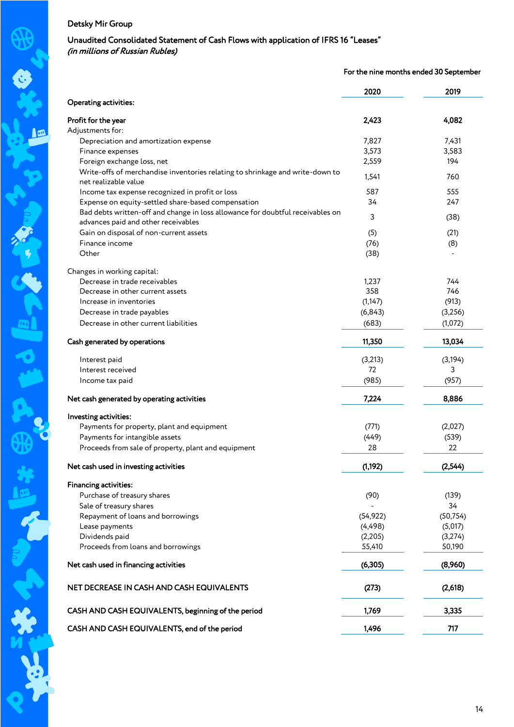Detsky Mir Group

## Unaudited Consolidated Statement of Cash Flows with application of IFRS 16 "Leases"

*(in millions of Russian Rubles)*

| | For the nine months ended 30 September | |
|---|---|---|
| | **2020** | **2019** |
| **Operating activities:** | | |
| **Profit for the year** | **2,423** | **4,082** |
| Adjustments for: | | |
| Depreciation and amortization expense | 7,827 | 7,431 |
| Finance expenses | 3,573 | 3,583 |
| Foreign exchange loss, net | 2,559 | 194 |
| Write-offs of merchandise inventories relating to shrinkage and write-down to net realizable value | 1,541 | 760 |
| Income tax expense recognized in profit or loss | 587 | 555 |
| Expense on equity-settled share-based compensation | 34 | 247 |
| Bad debts written-off and change in loss allowance for doubtful receivables on advances paid and other receivables | 3 | (38) |
| Gain on disposal of non-current assets | (5) | (21) |
| Finance income | (76) | (8) |
| Other | (38) | - |
| Changes in working capital: | | |
| Decrease in trade receivables | 1,237 | 744 |
| Decrease in other current assets | 358 | 746 |
| Increase in inventories | (1,147) | (913) |
| Decrease in trade payables | (6,843) | (3,256) |
| Decrease in other current liabilities | (683) | (1,072) |
| **Cash generated by operations** | **11,350** | **13,034** |
| Interest paid | (3,213) | (3,194) |
| Interest received | 72 | 3 |
| Income tax paid | (985) | (957) |
| **Net cash generated by operating activities** | **7,224** | **8,886** |
| **Investing activities:** | | |
| Payments for property, plant and equipment | (771) | (2,027) |
| Payments for intangible assets | (449) | (539) |
| Proceeds from sale of property, plant and equipment | 28 | 22 |
| **Net cash used in investing activities** | **(1,192)** | **(2,544)** |
| **Financing activities:** | | |
| Purchase of treasury shares | (90) | (139) |
| Sale of treasury shares | - | 34 |
| Repayment of loans and borrowings | (54,922) | (50,754) |
| Lease payments | (4,498) | (5,017) |
| Dividends paid | (2,205) | (3,274) |
| Proceeds from loans and borrowings | 55,410 | 50,190 |
| **Net cash used in financing activities** | **(6,305)** | **(8,960)** |
| **NET DECREASE IN CASH AND CASH EQUIVALENTS** | **(273)** | **(2,618)** |
| **CASH AND CASH EQUIVALENTS, beginning of the period** | **1,769** | **3,335** |
| **CASH AND CASH EQUIVALENTS, end of the period** | **1,496** | **717** |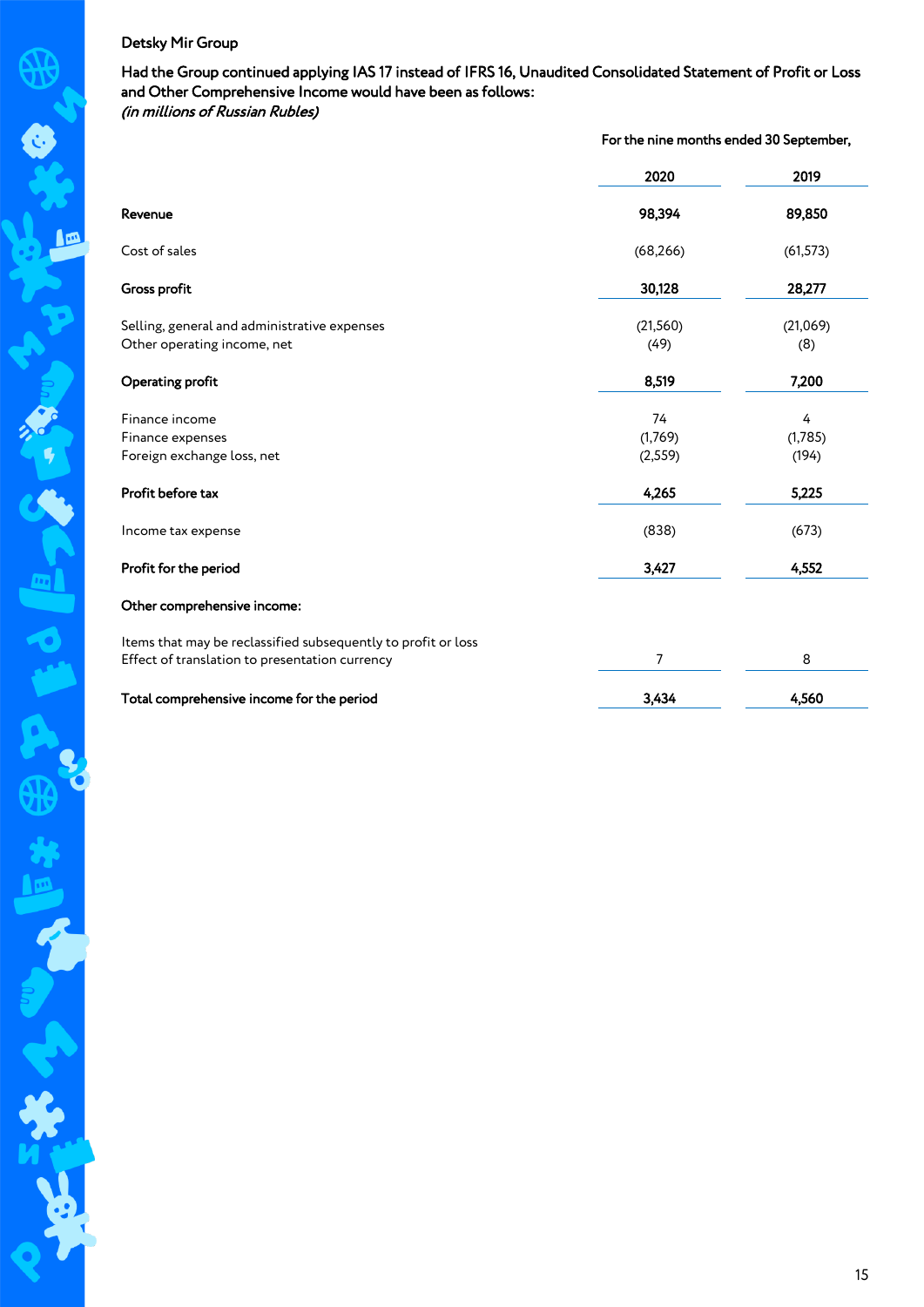Detsky Mir Group

**Had the Group continued applying IAS 17 instead of IFRS 16, Unaudited Consolidated Statement of Profit or Loss and Other Comprehensive Income would have been as follows:**
*(in millions of Russian Rubles)*

| | For the nine months ended 30 September, | |
|---|---|---|
| | **2020** | **2019** |
| **Revenue** | **98,394** | **89,850** |
| Cost of sales | (68,266) | (61,573) |
| **Gross profit** | **30,128** | **28,277** |
| Selling, general and administrative expenses | (21,560) | (21,069) |
| Other operating income, net | (49) | (8) |
| **Operating profit** | **8,519** | **7,200** |
| Finance income | 74 | 4 |
| Finance expenses | (1,769) | (1,785) |
| Foreign exchange loss, net | (2,559) | (194) |
| **Profit before tax** | **4,265** | **5,225** |
| Income tax expense | (838) | (673) |
| **Profit for the period** | **3,427** | **4,552** |
| **Other comprehensive income:** | | |
| Items that may be reclassified subsequently to profit or loss | | |
| Effect of translation to presentation currency | 7 | 8 |
| **Total comprehensive income for the period** | **3,434** | **4,560** |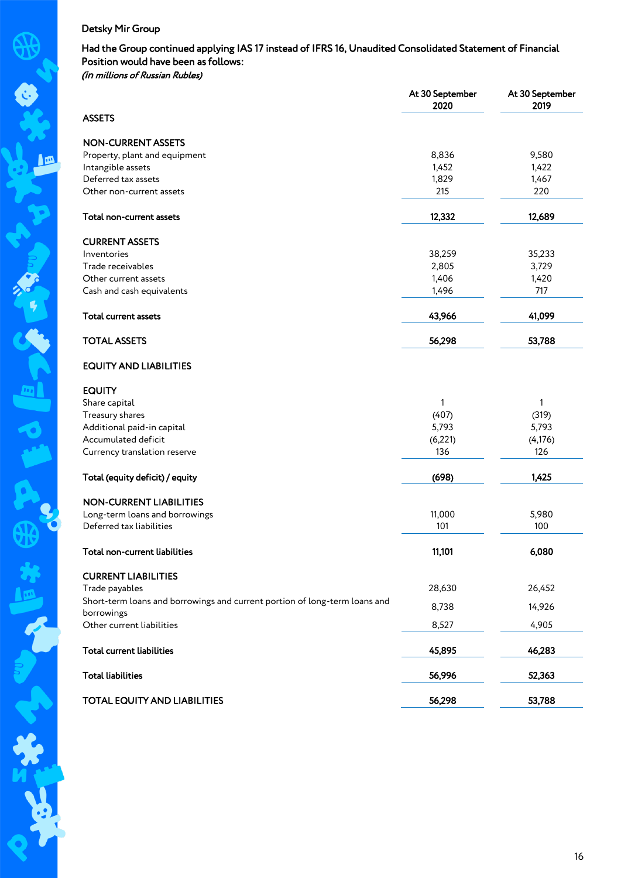Detsky Mir Group

**Had the Group continued applying IAS 17 instead of IFRS 16, Unaudited Consolidated Statement of Financial Position would have been as follows:**

*(in millions of Russian Rubles)*

| | At 30 September 2020 | At 30 September 2019 |
|---|---|---|
| **ASSETS** | | |
| **NON-CURRENT ASSETS** | | |
| Property, plant and equipment | 8,836 | 9,580 |
| Intangible assets | 1,452 | 1,422 |
| Deferred tax assets | 1,829 | 1,467 |
| Other non-current assets | 215 | 220 |
| **Total non-current assets** | **12,332** | **12,689** |
| **CURRENT ASSETS** | | |
| Inventories | 38,259 | 35,233 |
| Trade receivables | 2,805 | 3,729 |
| Other current assets | 1,406 | 1,420 |
| Cash and cash equivalents | 1,496 | 717 |
| **Total current assets** | **43,966** | **41,099** |
| **TOTAL ASSETS** | **56,298** | **53,788** |
| **EQUITY AND LIABILITIES** | | |
| **EQUITY** | | |
| Share capital | 1 | 1 |
| Treasury shares | (407) | (319) |
| Additional paid-in capital | 5,793 | 5,793 |
| Accumulated deficit | (6,221) | (4,176) |
| Currency translation reserve | 136 | 126 |
| **Total (equity deficit) / equity** | **(698)** | **1,425** |
| **NON-CURRENT LIABILITIES** | | |
| Long-term loans and borrowings | 11,000 | 5,980 |
| Deferred tax liabilities | 101 | 100 |
| **Total non-current liabilities** | **11,101** | **6,080** |
| **CURRENT LIABILITIES** | | |
| Trade payables | 28,630 | 26,452 |
| Short-term loans and borrowings and current portion of long-term loans and borrowings | 8,738 | 14,926 |
| Other current liabilities | 8,527 | 4,905 |
| **Total current liabilities** | **45,895** | **46,283** |
| **Total liabilities** | **56,996** | **52,363** |
| **TOTAL EQUITY AND LIABILITIES** | **56,298** | **53,788** |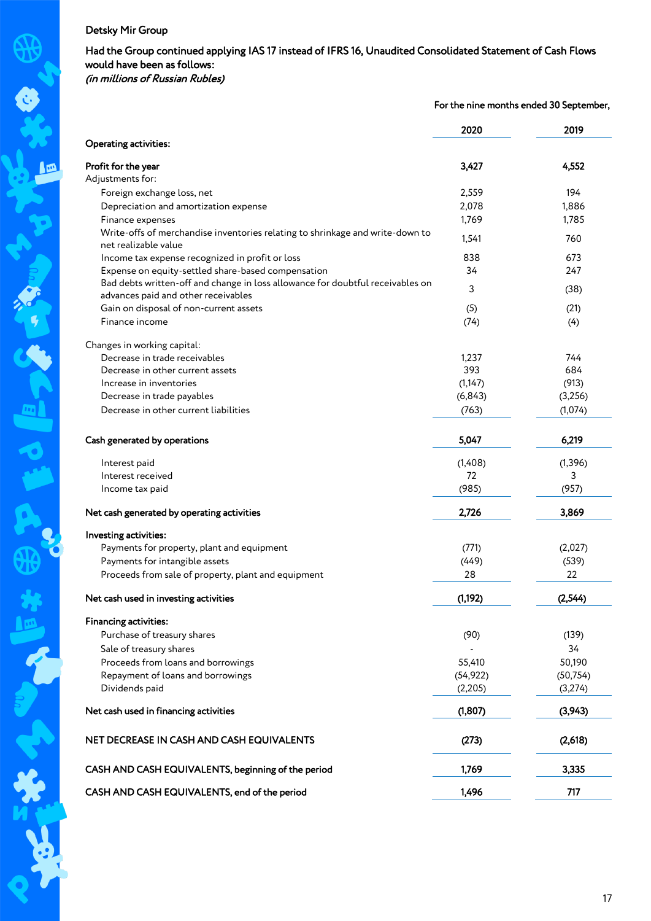Detsky Mir Group

**Had the Group continued applying IAS 17 instead of IFRS 16, Unaudited Consolidated Statement of Cash Flows would have been as follows:**
*(in millions of Russian Rubles)*

| | For the nine months ended 30 September, | |
|---|---|---|
| | **2020** | **2019** |
| **Operating activities:** | | |
| **Profit for the year** | **3,427** | **4,552** |
| Adjustments for: | | |
| Foreign exchange loss, net | 2,559 | 194 |
| Depreciation and amortization expense | 2,078 | 1,886 |
| Finance expenses | 1,769 | 1,785 |
| Write-offs of merchandise inventories relating to shrinkage and write-down to net realizable value | 1,541 | 760 |
| Income tax expense recognized in profit or loss | 838 | 673 |
| Expense on equity-settled share-based compensation | 34 | 247 |
| Bad debts written-off and change in loss allowance for doubtful receivables on advances paid and other receivables | 3 | (38) |
| Gain on disposal of non-current assets | (5) | (21) |
| Finance income | (74) | (4) |
| Changes in working capital: | | |
| Decrease in trade receivables | 1,237 | 744 |
| Decrease in other current assets | 393 | 684 |
| Increase in inventories | (1,147) | (913) |
| Decrease in trade payables | (6,843) | (3,256) |
| Decrease in other current liabilities | (763) | (1,074) |
| **Cash generated by operations** | **5,047** | **6,219** |
| Interest paid | (1,408) | (1,396) |
| Interest received | 72 | 3 |
| Income tax paid | (985) | (957) |
| **Net cash generated by operating activities** | **2,726** | **3,869** |
| **Investing activities:** | | |
| Payments for property, plant and equipment | (771) | (2,027) |
| Payments for intangible assets | (449) | (539) |
| Proceeds from sale of property, plant and equipment | 28 | 22 |
| **Net cash used in investing activities** | **(1,192)** | **(2,544)** |
| **Financing activities:** | | |
| Purchase of treasury shares | (90) | (139) |
| Sale of treasury shares | - | 34 |
| Proceeds from loans and borrowings | 55,410 | 50,190 |
| Repayment of loans and borrowings | (54,922) | (50,754) |
| Dividends paid | (2,205) | (3,274) |
| **Net cash used in financing activities** | **(1,807)** | **(3,943)** |
| **NET DECREASE IN CASH AND CASH EQUIVALENTS** | **(273)** | **(2,618)** |
| **CASH AND CASH EQUIVALENTS, beginning of the period** | **1,769** | **3,335** |
| **CASH AND CASH EQUIVALENTS, end of the period** | **1,496** | **717** |